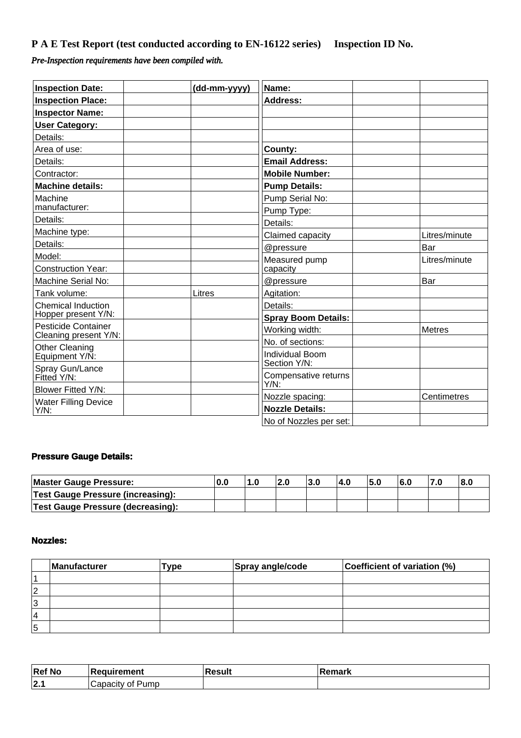**P A E Test Report (test conducted according to EN-16122 series) Inspection ID No.**

*Pre-Inspection requirements have been compiled with.*

| | | |
|---|---|---|
| **Inspection Date:** | | **(dd-mm-yyyy)** |
| **Inspection Place:** | | |
| **Inspector Name:** | | |
| **User Category:** | | |
| Details: | | |
| Area of use: | | |
| Details: | | |
| Contractor: | | |
| **Machine details:** | | |
| Machine manufacturer: | | |
| Details: | | |
| Machine type: | | |
| Details: | | |
| Model: | | |
| Construction Year: | | |
| Machine Serial No: | | |
| Tank volume: | | Litres |
| Chemical Induction Hopper present Y/N: | | |
| Pesticide Container Cleaning present Y/N: | | |
| Other Cleaning Equipment Y/N: | | |
| Spray Gun/Lance Fitted Y/N: | | |
| Blower Fitted Y/N: | | |
| Water Filling Device Y/N: | | |

| | | |
|---|---|---|
| **Name:** | | |
| **Address:** | | |
| | | |
| | | |
| | | |
| **County:** | | |
| **Email Address:** | | |
| **Mobile Number:** | | |
| **Pump Details:** | | |
| Pump Serial No: | | |
| Pump Type: | | |
| Details: | | |
| Claimed capacity | | Litres/minute |
| @pressure | | Bar |
| Measured pump capacity | | Litres/minute |
| @pressure | | Bar |
| Agitation: | | |
| Details: | | |
| **Spray Boom Details:** | | |
| Working width: | | Metres |
| No. of sections: | | |
| Individual Boom Section Y/N: | | |
| Compensative returns Y/N: | | |
| Nozzle spacing: | | Centimetres |
| **Nozzle Details:** | | |
| No of Nozzles per set: | | |

**Pressure Gauge Details:**

| **Master Gauge Pressure:** | **0.0** | **1.0** | **2.0** | **3.0** | **4.0** | **5.0** | **6.0** | **7.0** | **8.0** |
|---|---|---|---|---|---|---|---|---|---|
| **Test Gauge Pressure (increasing):** | | | | | | | | | |
| **Test Gauge Pressure (decreasing):** | | | | | | | | | |

**Nozzles:**

| | **Manufacturer** | **Type** | **Spray angle/code** | **Coefficient of variation (%)** |
|---|---|---|---|---|
| 1 | | | | |
| 2 | | | | |
| 3 | | | | |
| 4 | | | | |
| 5 | | | | |

| **Ref No** | **Requirement** | **Result** | **Remark** |
|---|---|---|---|
| **2.1** | Capacity of Pump | | |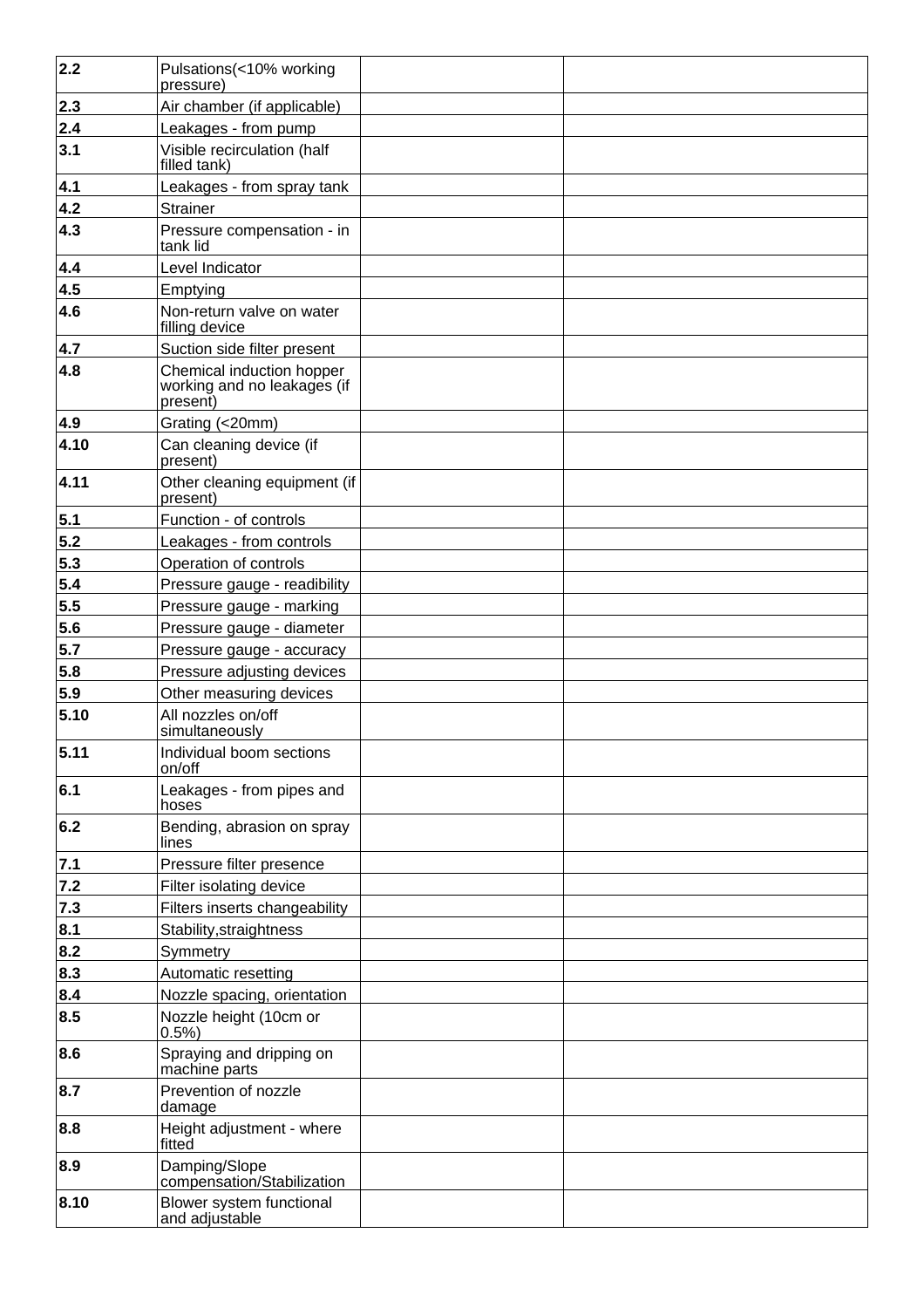| | | | |
|---|---|---|---|
| **2.2** | Pulsations(<10% working pressure) | | |
| **2.3** | Air chamber (if applicable) | | |
| **2.4** | Leakages - from pump | | |
| **3.1** | Visible recirculation (half filled tank) | | |
| **4.1** | Leakages - from spray tank | | |
| **4.2** | Strainer | | |
| **4.3** | Pressure compensation - in tank lid | | |
| **4.4** | Level Indicator | | |
| **4.5** | Emptying | | |
| **4.6** | Non-return valve on water filling device | | |
| **4.7** | Suction side filter present | | |
| **4.8** | Chemical induction hopper working and no leakages (if present) | | |
| **4.9** | Grating (<20mm) | | |
| **4.10** | Can cleaning device (if present) | | |
| **4.11** | Other cleaning equipment (if present) | | |
| **5.1** | Function - of controls | | |
| **5.2** | Leakages - from controls | | |
| **5.3** | Operation of controls | | |
| **5.4** | Pressure gauge - readibility | | |
| **5.5** | Pressure gauge - marking | | |
| **5.6** | Pressure gauge - diameter | | |
| **5.7** | Pressure gauge - accuracy | | |
| **5.8** | Pressure adjusting devices | | |
| **5.9** | Other measuring devices | | |
| **5.10** | All nozzles on/off simultaneously | | |
| **5.11** | Individual boom sections on/off | | |
| **6.1** | Leakages - from pipes and hoses | | |
| **6.2** | Bending, abrasion on spray lines | | |
| **7.1** | Pressure filter presence | | |
| **7.2** | Filter isolating device | | |
| **7.3** | Filters inserts changeability | | |
| **8.1** | Stability,straightness | | |
| **8.2** | Symmetry | | |
| **8.3** | Automatic resetting | | |
| **8.4** | Nozzle spacing, orientation | | |
| **8.5** | Nozzle height (10cm or 0.5%) | | |
| **8.6** | Spraying and dripping on machine parts | | |
| **8.7** | Prevention of nozzle damage | | |
| **8.8** | Height adjustment - where fitted | | |
| **8.9** | Damping/Slope compensation/Stabilization | | |
| **8.10** | Blower system functional and adjustable | | |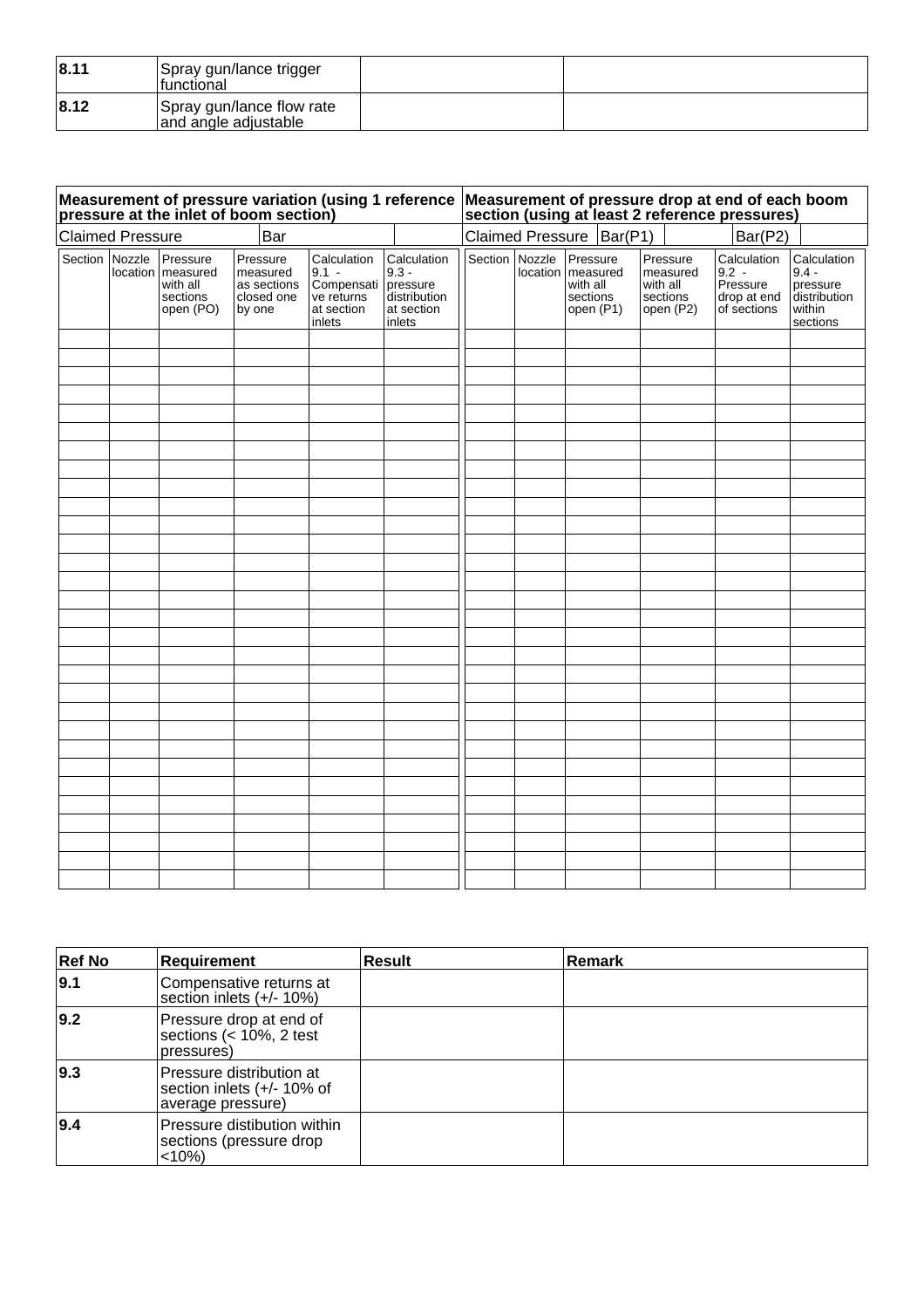| 8.11 | Spray gun/lance trigger functional | | |
|---|---|---|---|
| 8.12 | Spray gun/lance flow rate and angle adjustable | | |

| Measurement of pressure variation (using 1 reference pressure at the inlet of boom section) | | | | | | Measurement of pressure drop at end of each boom section (using at least 2 reference pressures) | | | | | |
|---|---|---|---|---|---|---|---|---|---|---|---|
| Claimed Pressure | | | Bar | | | Claimed Pressure | | Bar(P1) | | Bar(P2) | |
| Section | Nozzle location | Pressure measured with all sections open (PO) | Pressure measured as sections closed one by one | Calculation 9.1 - Compensative returns at section inlets | Calculation 9.3 - pressure distribution at section inlets | Section | Nozzle location | Pressure measured with all sections open (P1) | Pressure measured with all sections open (P2) | Calculation 9.2 - Pressure drop at end of sections | Calculation 9.4 - pressure distribution within sections |
| | | | | | | | | | | | |
| | | | | | | | | | | | |
| | | | | | | | | | | | |
| | | | | | | | | | | | |
| | | | | | | | | | | | |
| | | | | | | | | | | | |
| | | | | | | | | | | | |
| | | | | | | | | | | | |
| | | | | | | | | | | | |
| | | | | | | | | | | | |
| | | | | | | | | | | | |
| | | | | | | | | | | | |
| | | | | | | | | | | | |
| | | | | | | | | | | | |
| | | | | | | | | | | | |
| | | | | | | | | | | | |
| | | | | | | | | | | | |
| | | | | | | | | | | | |
| | | | | | | | | | | | |
| | | | | | | | | | | | |
| | | | | | | | | | | | |
| | | | | | | | | | | | |
| | | | | | | | | | | | |
| | | | | | | | | | | | |
| | | | | | | | | | | | |
| | | | | | | | | | | | |
| | | | | | | | | | | | |
| | | | | | | | | | | | |
| | | | | | | | | | | | |
| | | | | | | | | | | | |

| Ref No | Requirement | Result | Remark |
|---|---|---|---|
| 9.1 | Compensative returns at section inlets (+/- 10%) | | |
| 9.2 | Pressure drop at end of sections (< 10%, 2 test pressures) | | |
| 9.3 | Pressure distribution at section inlets (+/- 10% of average pressure) | | |
| 9.4 | Pressure distibution within sections (pressure drop <10%) | | |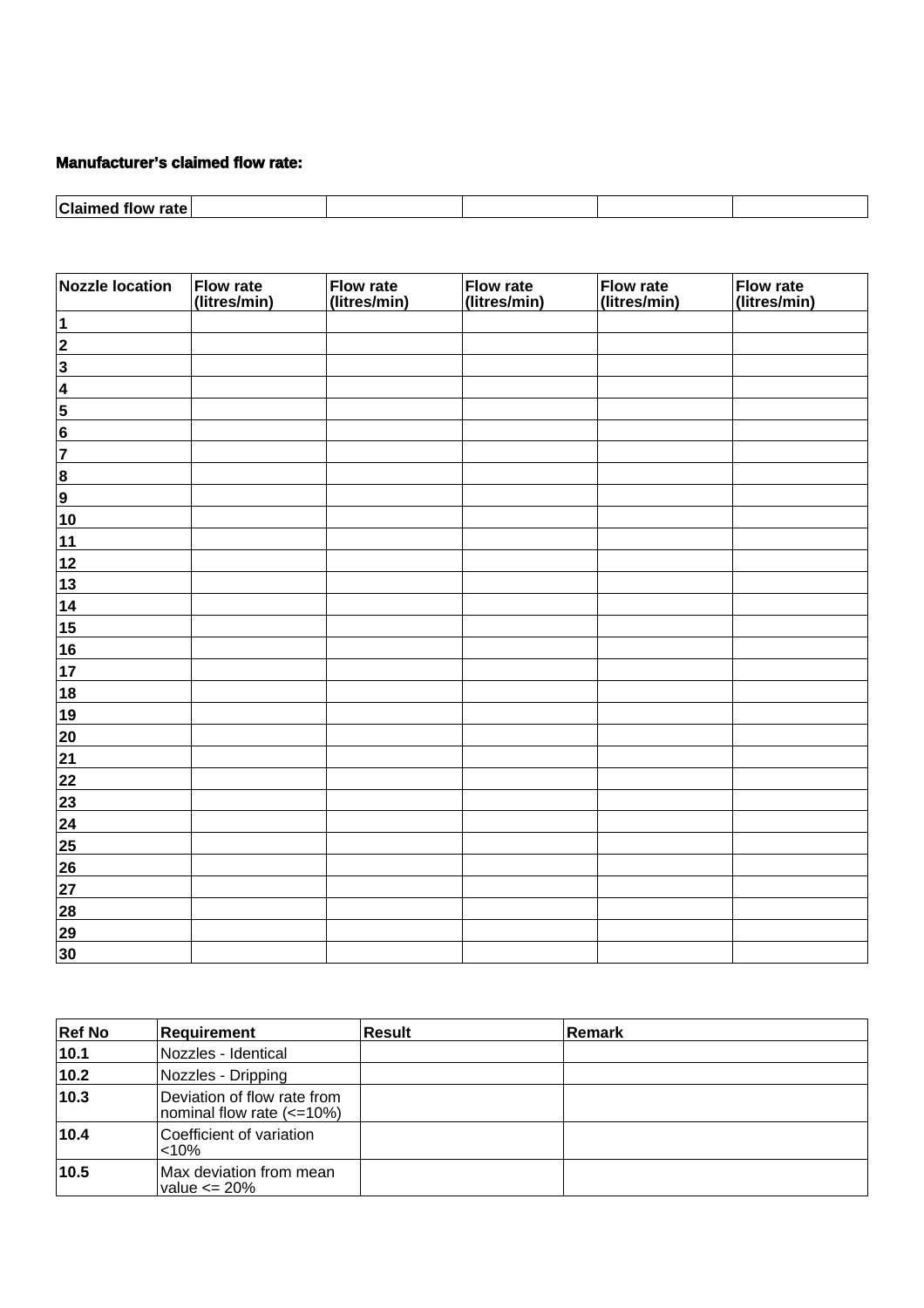**Manufacturer's claimed flow rate:**

| Claimed flow rate | | | | | |
|---|---|---|---|---|---|

| Nozzle location | Flow rate (litres/min) | Flow rate (litres/min) | Flow rate (litres/min) | Flow rate (litres/min) | Flow rate (litres/min) |
|---|---|---|---|---|---|
| 1 | | | | | |
| 2 | | | | | |
| 3 | | | | | |
| 4 | | | | | |
| 5 | | | | | |
| 6 | | | | | |
| 7 | | | | | |
| 8 | | | | | |
| 9 | | | | | |
| 10 | | | | | |
| 11 | | | | | |
| 12 | | | | | |
| 13 | | | | | |
| 14 | | | | | |
| 15 | | | | | |
| 16 | | | | | |
| 17 | | | | | |
| 18 | | | | | |
| 19 | | | | | |
| 20 | | | | | |
| 21 | | | | | |
| 22 | | | | | |
| 23 | | | | | |
| 24 | | | | | |
| 25 | | | | | |
| 26 | | | | | |
| 27 | | | | | |
| 28 | | | | | |
| 29 | | | | | |
| 30 | | | | | |

| Ref No | Requirement | Result | Remark |
|---|---|---|---|
| 10.1 | Nozzles - Identical | | |
| 10.2 | Nozzles - Dripping | | |
| 10.3 | Deviation of flow rate from nominal flow rate (<=10%) | | |
| 10.4 | Coefficient of variation <10% | | |
| 10.5 | Max deviation from mean value <= 20% | | |